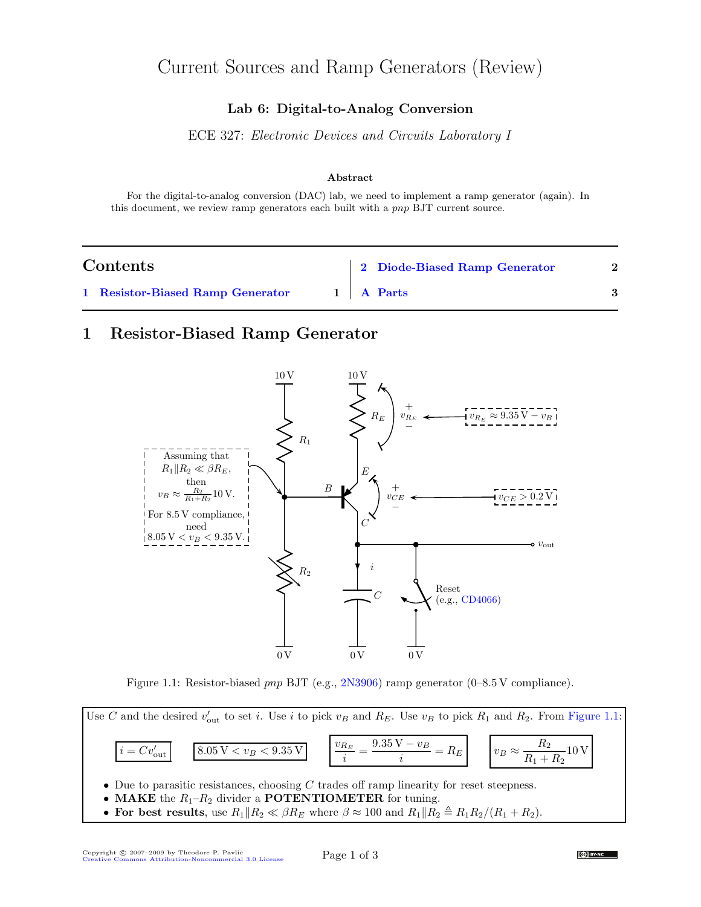# Current Sources and Ramp Generators (Review)

**Lab 6: Digital-to-Analog Conversion**

ECE 327: *Electronic Devices and Circuits Laboratory I*

**Abstract**

For the digital-to-analog conversion (DAC) lab, we need to implement a ramp generator (again). In this document, we review ramp generators each built with a *pnp* BJT current source.

## Contents

1 Resistor-Biased Ramp Generator — 1

2 Diode-Biased Ramp Generator — 2

A Parts — 3

## 1 Resistor-Biased Ramp Generator

Assuming that $R_1 \| R_2 \ll \beta R_E$, then $v_B \approx \frac{R_2}{R_1+R_2} 10\,\text{V}$. For 8.5 V compliance, need $8.05\,\text{V} < v_B < 9.35\,\text{V}$.

$v_{R_E} \approx 9.35\,\text{V} - v_B$

$v_{CE} > 0.2\,\text{V}$

Reset (e.g., CD4066)

Figure 1.1: Resistor-biased *pnp* BJT (e.g., 2N3906) ramp generator (0–8.5 V compliance).

Use $C$ and the desired $v'_{\text{out}}$ to set $i$. Use $i$ to pick $v_B$ and $R_E$. Use $v_B$ to pick $R_1$ and $R_2$. From Figure 1.1:

$$i = C v'_{\text{out}} \qquad 8.05\,\text{V} < v_B < 9.35\,\text{V} \qquad \frac{v_{R_E}}{i} = \frac{9.35\,\text{V} - v_B}{i} = R_E \qquad v_B \approx \frac{R_2}{R_1 + R_2} 10\,\text{V}$$

- Due to parasitic resistances, choosing $C$ trades off ramp linearity for reset steepness.
- **MAKE** the $R_1$–$R_2$ divider a **POTENTIOMETER** for tuning.
- **For best results**, use $R_1 \| R_2 \ll \beta R_E$ where $\beta \approx 100$ and $R_1 \| R_2 \triangleq R_1 R_2/(R_1 + R_2)$.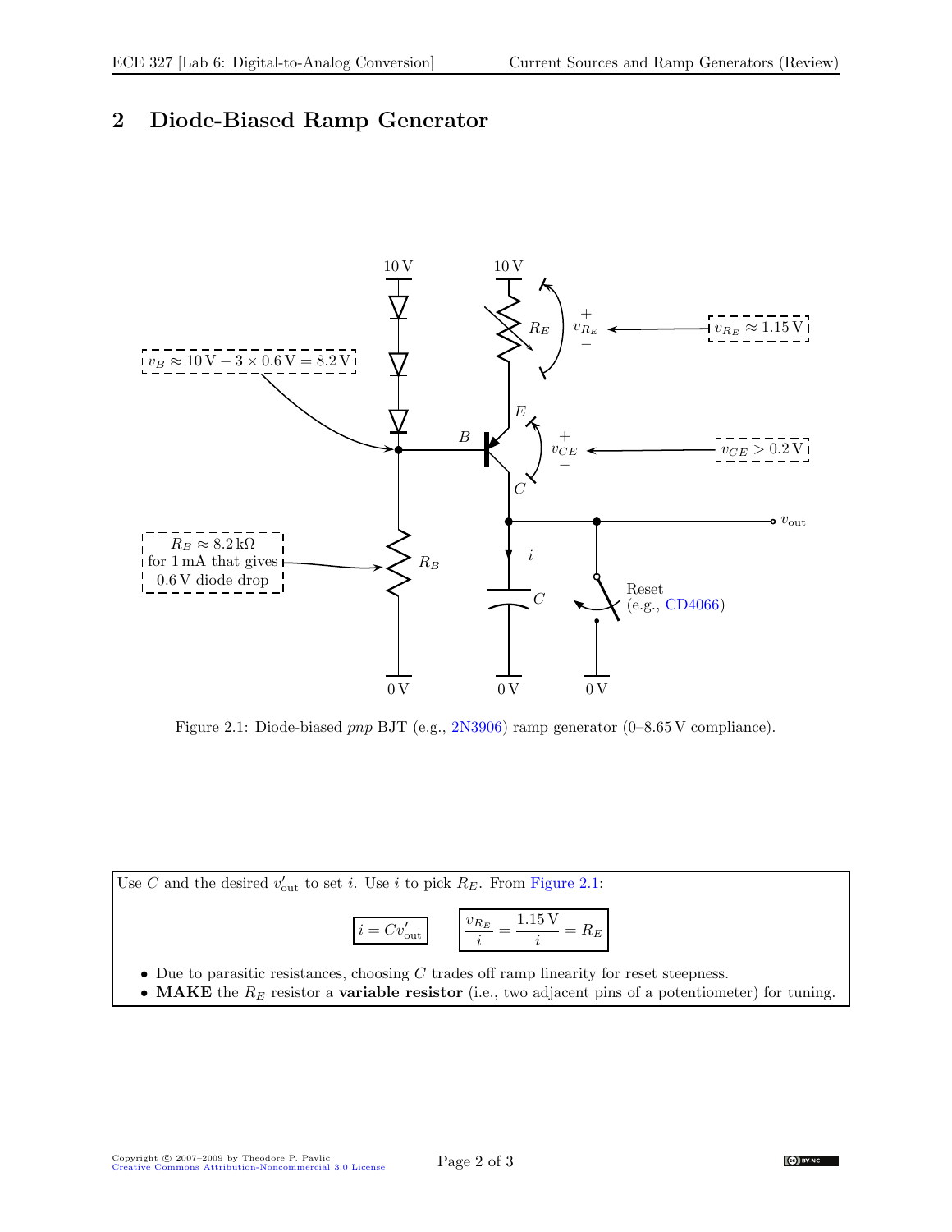## 2 Diode-Biased Ramp Generator

Figure 2.1: Diode-biased *pnp* BJT (e.g., 2N3906) ramp generator (0–8.65 V compliance).

Use $C$ and the desired $v'_{\text{out}}$ to set $i$. Use $i$ to pick $R_E$. From Figure 2.1:

$$\boxed{i = Cv'_{\text{out}}} \qquad \boxed{\frac{v_{R_E}}{i} = \frac{1.15\,\text{V}}{i} = R_E}$$

- Due to parasitic resistances, choosing $C$ trades off ramp linearity for reset steepness.
- **MAKE** the $R_E$ resistor a **variable resistor** (i.e., two adjacent pins of a potentiometer) for tuning.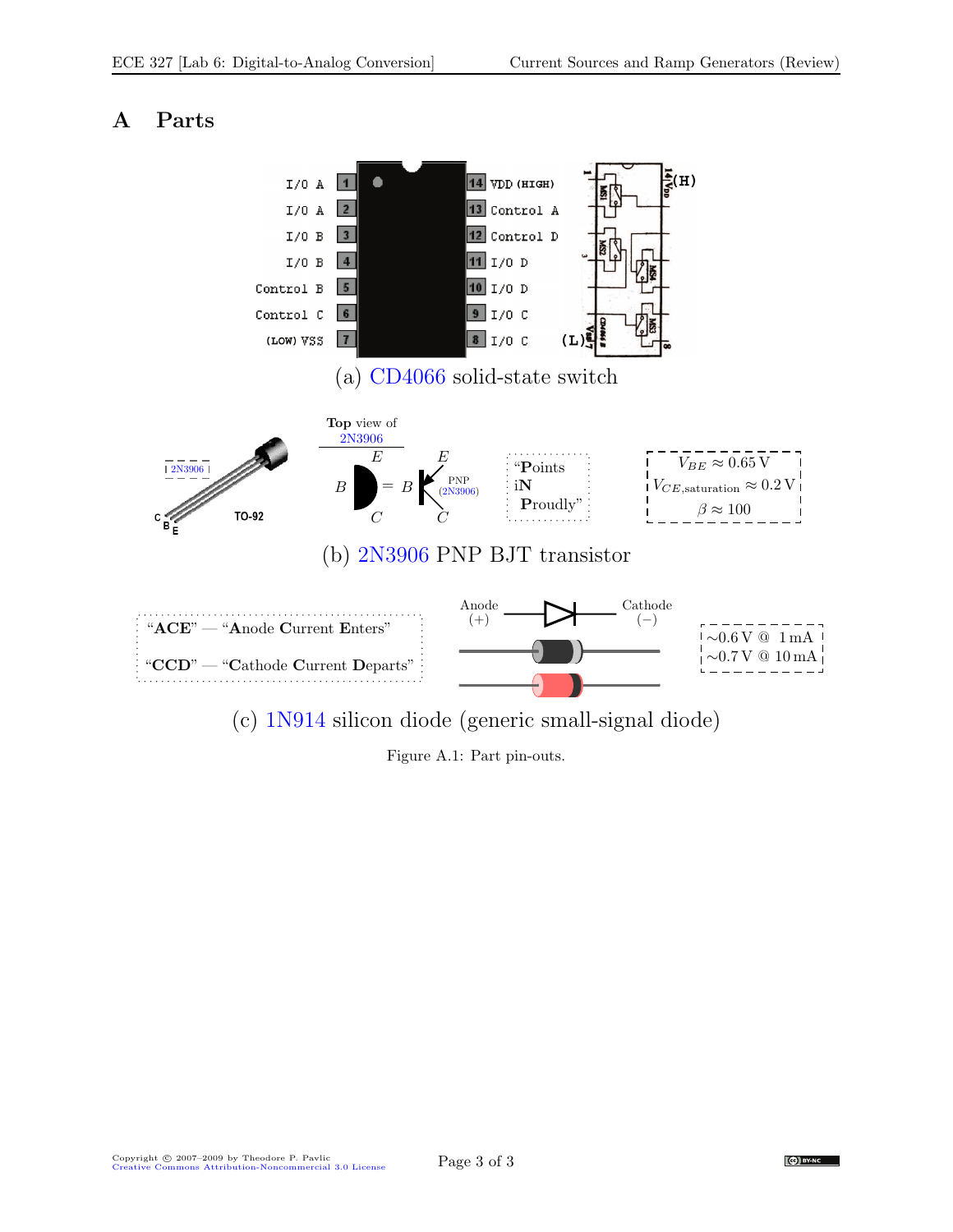## A Parts

(a) CD4066 solid-state switch

(b) 2N3906 PNP BJT transistor

"Points iN Proudly"

$V_{BE} \approx 0.65$ V
$V_{CE,\text{saturation}} \approx 0.2$ V
$\beta \approx 100$

(c) 1N914 silicon diode (generic small-signal diode)

"ACE" — "Anode Current Enters"

"CCD" — "Cathode Current Departs"

~0.6 V @ 1 mA
~0.7 V @ 10 mA

Figure A.1: Part pin-outs.